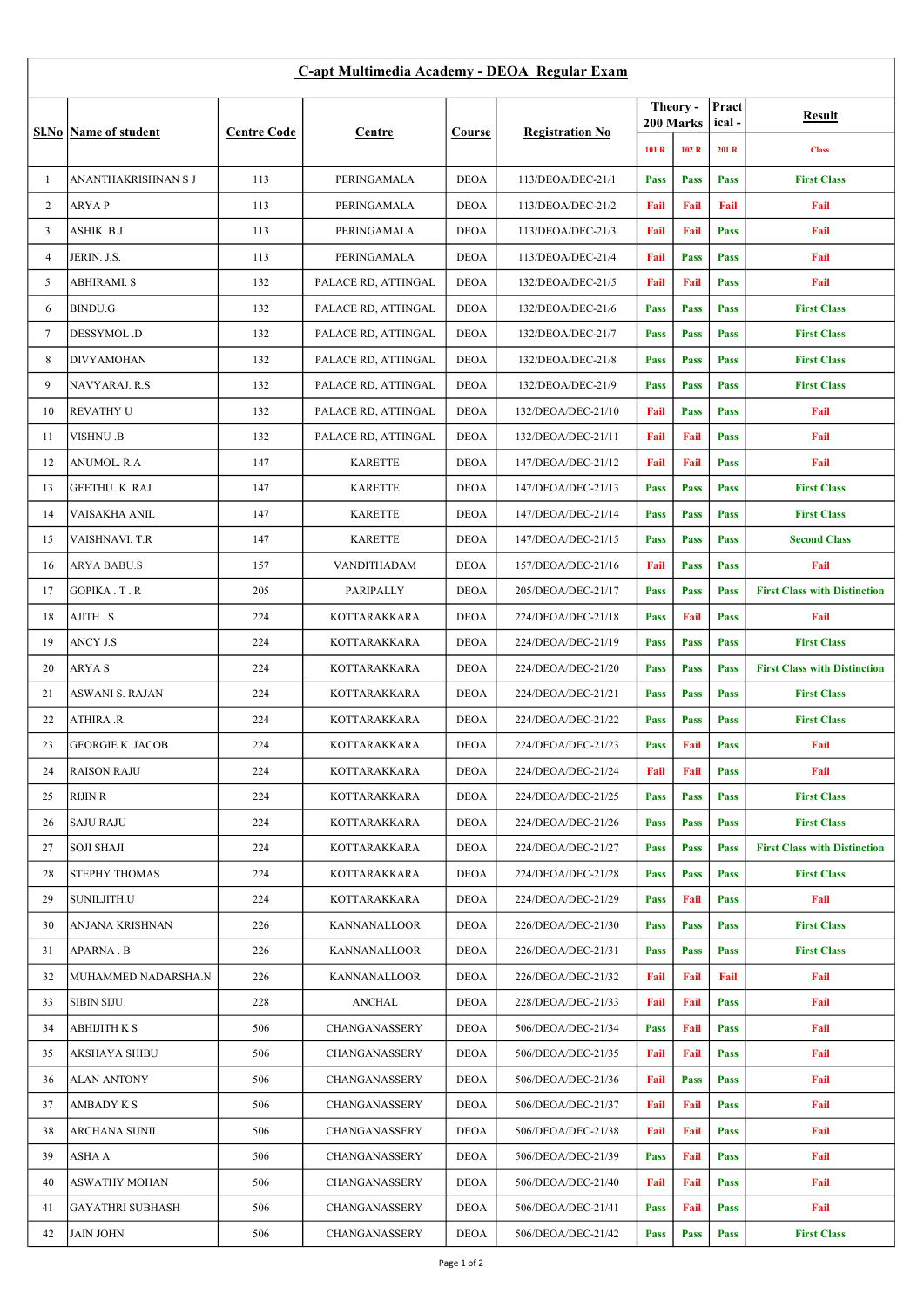## C-apt Multimedia Academy - DEOA Regular Exam

| Sl.No | Name of student | Centre Code | Centre | Course | Registration No | Theory - 200 Marks | | Practical - | Result |
|---|---|---|---|---|---|---|---|---|---|
| | | | | | | 101 R | 102 R | 201 R | Class |
| 1 | ANANTHAKRISHNAN S J | 113 | PERINGAMALA | DEOA | 113/DEOA/DEC-21/1 | Pass | Pass | Pass | First Class |
| 2 | ARYA P | 113 | PERINGAMALA | DEOA | 113/DEOA/DEC-21/2 | Fail | Fail | Fail | Fail |
| 3 | ASHIK B J | 113 | PERINGAMALA | DEOA | 113/DEOA/DEC-21/3 | Fail | Fail | Pass | Fail |
| 4 | JERIN. J.S. | 113 | PERINGAMALA | DEOA | 113/DEOA/DEC-21/4 | Fail | Pass | Pass | Fail |
| 5 | ABHIRAMI. S | 132 | PALACE RD, ATTINGAL | DEOA | 132/DEOA/DEC-21/5 | Fail | Fail | Pass | Fail |
| 6 | BINDU.G | 132 | PALACE RD, ATTINGAL | DEOA | 132/DEOA/DEC-21/6 | Pass | Pass | Pass | First Class |
| 7 | DESSYMOL .D | 132 | PALACE RD, ATTINGAL | DEOA | 132/DEOA/DEC-21/7 | Pass | Pass | Pass | First Class |
| 8 | DIVYAMOHAN | 132 | PALACE RD, ATTINGAL | DEOA | 132/DEOA/DEC-21/8 | Pass | Pass | Pass | First Class |
| 9 | NAVYARAJ. R.S | 132 | PALACE RD, ATTINGAL | DEOA | 132/DEOA/DEC-21/9 | Pass | Pass | Pass | First Class |
| 10 | REVATHY U | 132 | PALACE RD, ATTINGAL | DEOA | 132/DEOA/DEC-21/10 | Fail | Pass | Pass | Fail |
| 11 | VISHNU .B | 132 | PALACE RD, ATTINGAL | DEOA | 132/DEOA/DEC-21/11 | Fail | Fail | Pass | Fail |
| 12 | ANUMOL. R.A | 147 | KARETTE | DEOA | 147/DEOA/DEC-21/12 | Fail | Fail | Pass | Fail |
| 13 | GEETHU. K. RAJ | 147 | KARETTE | DEOA | 147/DEOA/DEC-21/13 | Pass | Pass | Pass | First Class |
| 14 | VAISAKHA ANIL | 147 | KARETTE | DEOA | 147/DEOA/DEC-21/14 | Pass | Pass | Pass | First Class |
| 15 | VAISHNAVI. T.R | 147 | KARETTE | DEOA | 147/DEOA/DEC-21/15 | Pass | Pass | Pass | Second Class |
| 16 | ARYA BABU.S | 157 | VANDITHADAM | DEOA | 157/DEOA/DEC-21/16 | Fail | Pass | Pass | Fail |
| 17 | GOPIKA . T . R | 205 | PARIPALLY | DEOA | 205/DEOA/DEC-21/17 | Pass | Pass | Pass | First Class with Distinction |
| 18 | AJITH . S | 224 | KOTTARAKKARA | DEOA | 224/DEOA/DEC-21/18 | Pass | Fail | Pass | Fail |
| 19 | ANCY J.S | 224 | KOTTARAKKARA | DEOA | 224/DEOA/DEC-21/19 | Pass | Pass | Pass | First Class |
| 20 | ARYA S | 224 | KOTTARAKKARA | DEOA | 224/DEOA/DEC-21/20 | Pass | Pass | Pass | First Class with Distinction |
| 21 | ASWANI S. RAJAN | 224 | KOTTARAKKARA | DEOA | 224/DEOA/DEC-21/21 | Pass | Pass | Pass | First Class |
| 22 | ATHIRA .R | 224 | KOTTARAKKARA | DEOA | 224/DEOA/DEC-21/22 | Pass | Pass | Pass | First Class |
| 23 | GEORGIE K. JACOB | 224 | KOTTARAKKARA | DEOA | 224/DEOA/DEC-21/23 | Pass | Fail | Pass | Fail |
| 24 | RAISON RAJU | 224 | KOTTARAKKARA | DEOA | 224/DEOA/DEC-21/24 | Fail | Fail | Pass | Fail |
| 25 | RIJIN R | 224 | KOTTARAKKARA | DEOA | 224/DEOA/DEC-21/25 | Pass | Pass | Pass | First Class |
| 26 | SAJU RAJU | 224 | KOTTARAKKARA | DEOA | 224/DEOA/DEC-21/26 | Pass | Pass | Pass | First Class |
| 27 | SOJI SHAJI | 224 | KOTTARAKKARA | DEOA | 224/DEOA/DEC-21/27 | Pass | Pass | Pass | First Class with Distinction |
| 28 | STEPHY THOMAS | 224 | KOTTARAKKARA | DEOA | 224/DEOA/DEC-21/28 | Pass | Pass | Pass | First Class |
| 29 | SUNILJITH.U | 224 | KOTTARAKKARA | DEOA | 224/DEOA/DEC-21/29 | Pass | Fail | Pass | Fail |
| 30 | ANJANA KRISHNAN | 226 | KANNANALLOOR | DEOA | 226/DEOA/DEC-21/30 | Pass | Pass | Pass | First Class |
| 31 | APARNA . B | 226 | KANNANALLOOR | DEOA | 226/DEOA/DEC-21/31 | Pass | Pass | Pass | First Class |
| 32 | MUHAMMED NADARSHA.N | 226 | KANNANALLOOR | DEOA | 226/DEOA/DEC-21/32 | Fail | Fail | Fail | Fail |
| 33 | SIBIN SIJU | 228 | ANCHAL | DEOA | 228/DEOA/DEC-21/33 | Fail | Fail | Pass | Fail |
| 34 | ABHIJITH K S | 506 | CHANGANASSERY | DEOA | 506/DEOA/DEC-21/34 | Pass | Fail | Pass | Fail |
| 35 | AKSHAYA SHIBU | 506 | CHANGANASSERY | DEOA | 506/DEOA/DEC-21/35 | Fail | Fail | Pass | Fail |
| 36 | ALAN ANTONY | 506 | CHANGANASSERY | DEOA | 506/DEOA/DEC-21/36 | Fail | Pass | Pass | Fail |
| 37 | AMBADY K S | 506 | CHANGANASSERY | DEOA | 506/DEOA/DEC-21/37 | Fail | Fail | Pass | Fail |
| 38 | ARCHANA SUNIL | 506 | CHANGANASSERY | DEOA | 506/DEOA/DEC-21/38 | Fail | Fail | Pass | Fail |
| 39 | ASHA A | 506 | CHANGANASSERY | DEOA | 506/DEOA/DEC-21/39 | Pass | Fail | Pass | Fail |
| 40 | ASWATHY MOHAN | 506 | CHANGANASSERY | DEOA | 506/DEOA/DEC-21/40 | Fail | Fail | Pass | Fail |
| 41 | GAYATHRI SUBHASH | 506 | CHANGANASSERY | DEOA | 506/DEOA/DEC-21/41 | Pass | Fail | Pass | Fail |
| 42 | JAIN JOHN | 506 | CHANGANASSERY | DEOA | 506/DEOA/DEC-21/42 | Pass | Pass | Pass | First Class |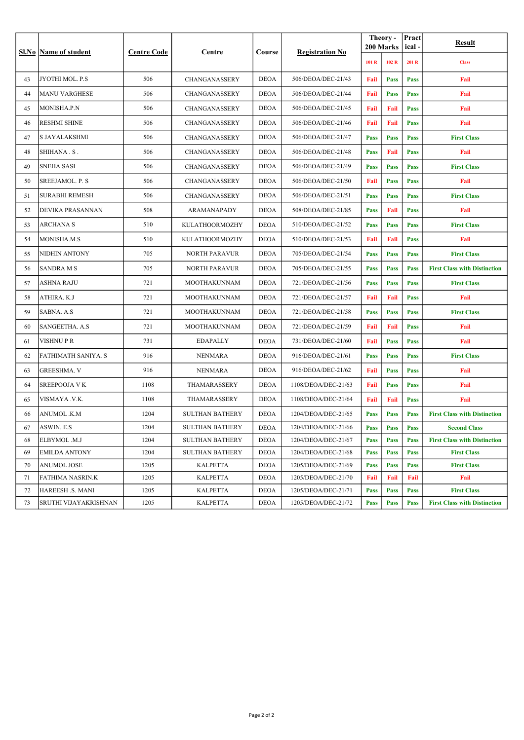| Sl.No | Name of student | Centre Code | Centre | Course | Registration No | Theory - 200 Marks | | Practical - | Result |
|---|---|---|---|---|---|---|---|---|---|
| | | | | | | 101 R | 102 R | 201 R | Class |
| 43 | JYOTHI MOL. P.S | 506 | CHANGANASSERY | DEOA | 506/DEOA/DEC-21/43 | Fail | Pass | Pass | Fail |
| 44 | MANU VARGHESE | 506 | CHANGANASSERY | DEOA | 506/DEOA/DEC-21/44 | Fail | Pass | Pass | Fail |
| 45 | MONISHA.P.N | 506 | CHANGANASSERY | DEOA | 506/DEOA/DEC-21/45 | Fail | Fail | Pass | Fail |
| 46 | RESHMI SHINE | 506 | CHANGANASSERY | DEOA | 506/DEOA/DEC-21/46 | Fail | Fail | Pass | Fail |
| 47 | S JAYALAKSHMI | 506 | CHANGANASSERY | DEOA | 506/DEOA/DEC-21/47 | Pass | Pass | Pass | First Class |
| 48 | SHIHANA . S . | 506 | CHANGANASSERY | DEOA | 506/DEOA/DEC-21/48 | Pass | Fail | Pass | Fail |
| 49 | SNEHA SASI | 506 | CHANGANASSERY | DEOA | 506/DEOA/DEC-21/49 | Pass | Pass | Pass | First Class |
| 50 | SREEJAMOL. P. S | 506 | CHANGANASSERY | DEOA | 506/DEOA/DEC-21/50 | Fail | Pass | Pass | Fail |
| 51 | SURABHI REMESH | 506 | CHANGANASSERY | DEOA | 506/DEOA/DEC-21/51 | Pass | Pass | Pass | First Class |
| 52 | DEVIKA PRASANNAN | 508 | ARAMANAPADY | DEOA | 508/DEOA/DEC-21/85 | Pass | Fail | Pass | Fail |
| 53 | ARCHANA S | 510 | KULATHOORMOZHY | DEOA | 510/DEOA/DEC-21/52 | Pass | Pass | Pass | First Class |
| 54 | MONISHA.M.S | 510 | KULATHOORMOZHY | DEOA | 510/DEOA/DEC-21/53 | Fail | Fail | Pass | Fail |
| 55 | NIDHIN ANTONY | 705 | NORTH PARAVUR | DEOA | 705/DEOA/DEC-21/54 | Pass | Pass | Pass | First Class |
| 56 | SANDRA M S | 705 | NORTH PARAVUR | DEOA | 705/DEOA/DEC-21/55 | Pass | Pass | Pass | First Class with Distinction |
| 57 | ASHNA RAJU | 721 | MOOTHAKUNNAM | DEOA | 721/DEOA/DEC-21/56 | Pass | Pass | Pass | First Class |
| 58 | ATHIRA. K.J | 721 | MOOTHAKUNNAM | DEOA | 721/DEOA/DEC-21/57 | Fail | Fail | Pass | Fail |
| 59 | SABNA. A.S | 721 | MOOTHAKUNNAM | DEOA | 721/DEOA/DEC-21/58 | Pass | Pass | Pass | First Class |
| 60 | SANGEETHA. A.S | 721 | MOOTHAKUNNAM | DEOA | 721/DEOA/DEC-21/59 | Fail | Fail | Pass | Fail |
| 61 | VISHNU P R | 731 | EDAPALLY | DEOA | 731/DEOA/DEC-21/60 | Fail | Pass | Pass | Fail |
| 62 | FATHIMATH SANIYA. S | 916 | NENMARA | DEOA | 916/DEOA/DEC-21/61 | Pass | Pass | Pass | First Class |
| 63 | GREESHMA. V | 916 | NENMARA | DEOA | 916/DEOA/DEC-21/62 | Fail | Pass | Pass | Fail |
| 64 | SREEPOOJA V K | 1108 | THAMARASSERY | DEOA | 1108/DEOA/DEC-21/63 | Fail | Pass | Pass | Fail |
| 65 | VISMAYA .V.K. | 1108 | THAMARASSERY | DEOA | 1108/DEOA/DEC-21/64 | Fail | Fail | Pass | Fail |
| 66 | ANUMOL .K.M | 1204 | SULTHAN BATHERY | DEOA | 1204/DEOA/DEC-21/65 | Pass | Pass | Pass | First Class with Distinction |
| 67 | ASWIN. E.S | 1204 | SULTHAN BATHERY | DEOA | 1204/DEOA/DEC-21/66 | Pass | Pass | Pass | Second Class |
| 68 | ELBYMOL .M.J | 1204 | SULTHAN BATHERY | DEOA | 1204/DEOA/DEC-21/67 | Pass | Pass | Pass | First Class with Distinction |
| 69 | EMILDA ANTONY | 1204 | SULTHAN BATHERY | DEOA | 1204/DEOA/DEC-21/68 | Pass | Pass | Pass | First Class |
| 70 | ANUMOL JOSE | 1205 | KALPETTA | DEOA | 1205/DEOA/DEC-21/69 | Pass | Pass | Pass | First Class |
| 71 | FATHIMA NASRIN.K | 1205 | KALPETTA | DEOA | 1205/DEOA/DEC-21/70 | Fail | Fail | Fail | Fail |
| 72 | HAREESH .S. MANI | 1205 | KALPETTA | DEOA | 1205/DEOA/DEC-21/71 | Pass | Pass | Pass | First Class |
| 73 | SRUTHI VIJAYAKRISHNAN | 1205 | KALPETTA | DEOA | 1205/DEOA/DEC-21/72 | Pass | Pass | Pass | First Class with Distinction |